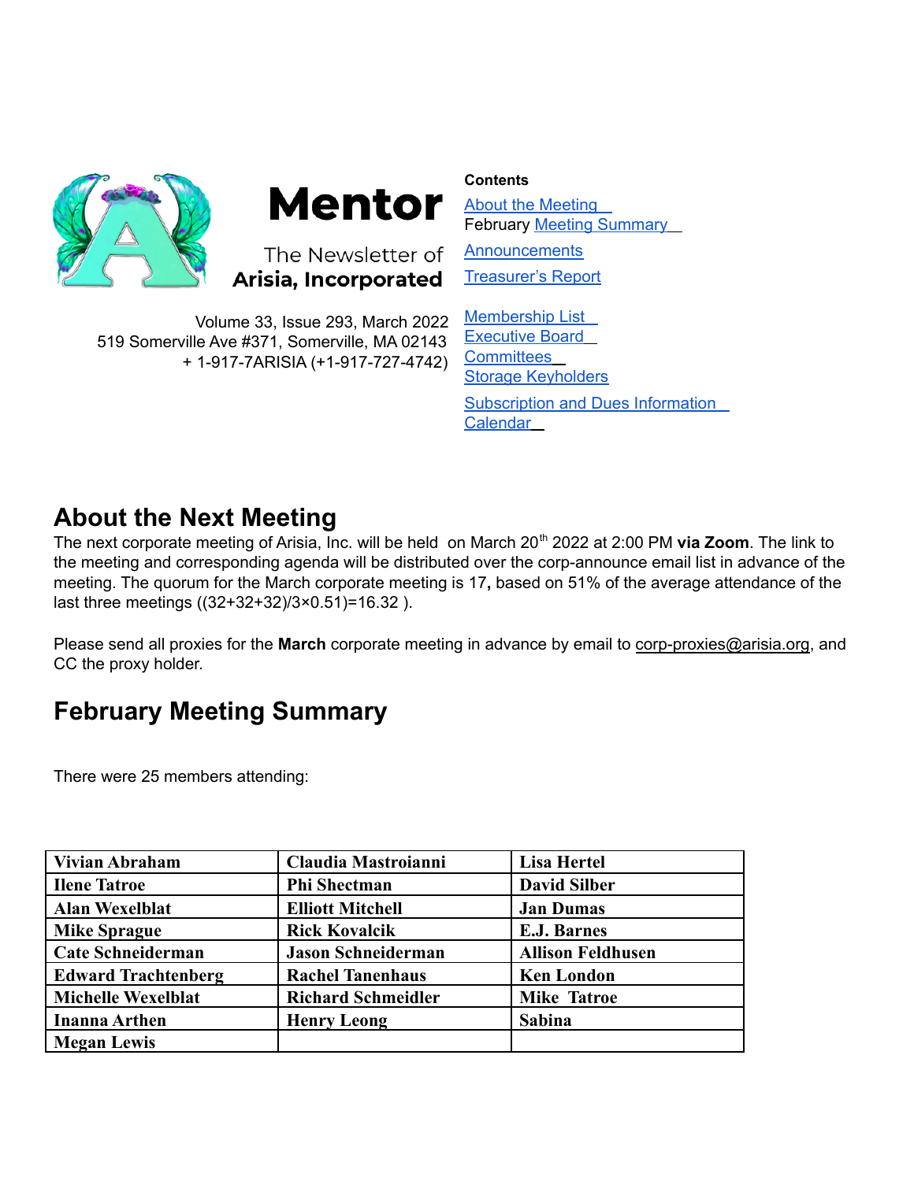# Mentor

The Newsletter of
**Arisia, Incorporated**

Volume 33, Issue 293, March 2022
519 Somerville Ave #371, Somerville, MA 02143
+ 1-917-7ARISIA (+1-917-727-4742)

**Contents**

About the Meeting
February Meeting Summary
Announcements
Treasurer's Report
Membership List
Executive Board
Committees
Storage Keyholders
Subscription and Dues Information
Calendar

## About the Next Meeting

The next corporate meeting of Arisia, Inc. will be held on March 20th 2022 at 2:00 PM **via Zoom**. The link to the meeting and corresponding agenda will be distributed over the corp-announce email list in advance of the meeting. The quorum for the March corporate meeting is 17**,** based on 51% of the average attendance of the last three meetings ((32+32+32)/3×0.51)=16.32 ).

Please send all proxies for the **March** corporate meeting in advance by email to corp-proxies@arisia.org, and CC the proxy holder.

## February Meeting Summary

There were 25 members attending:

| | | |
|---|---|---|
| **Vivian Abraham** | **Claudia Mastroianni** | **Lisa Hertel** |
| **Ilene Tatroe** | **Phi Shectman** | **David Silber** |
| **Alan Wexelblat** | **Elliott Mitchell** | **Jan Dumas** |
| **Mike Sprague** | **Rick Kovalcik** | **E.J. Barnes** |
| **Cate Schneiderman** | **Jason Schneiderman** | **Allison Feldhusen** |
| **Edward Trachtenberg** | **Rachel Tanenhaus** | **Ken London** |
| **Michelle Wexelblat** | **Richard Schmeidler** | **Mike Tatroe** |
| **Inanna Arthen** | **Henry Leong** | **Sabina** |
| **Megan Lewis** | | |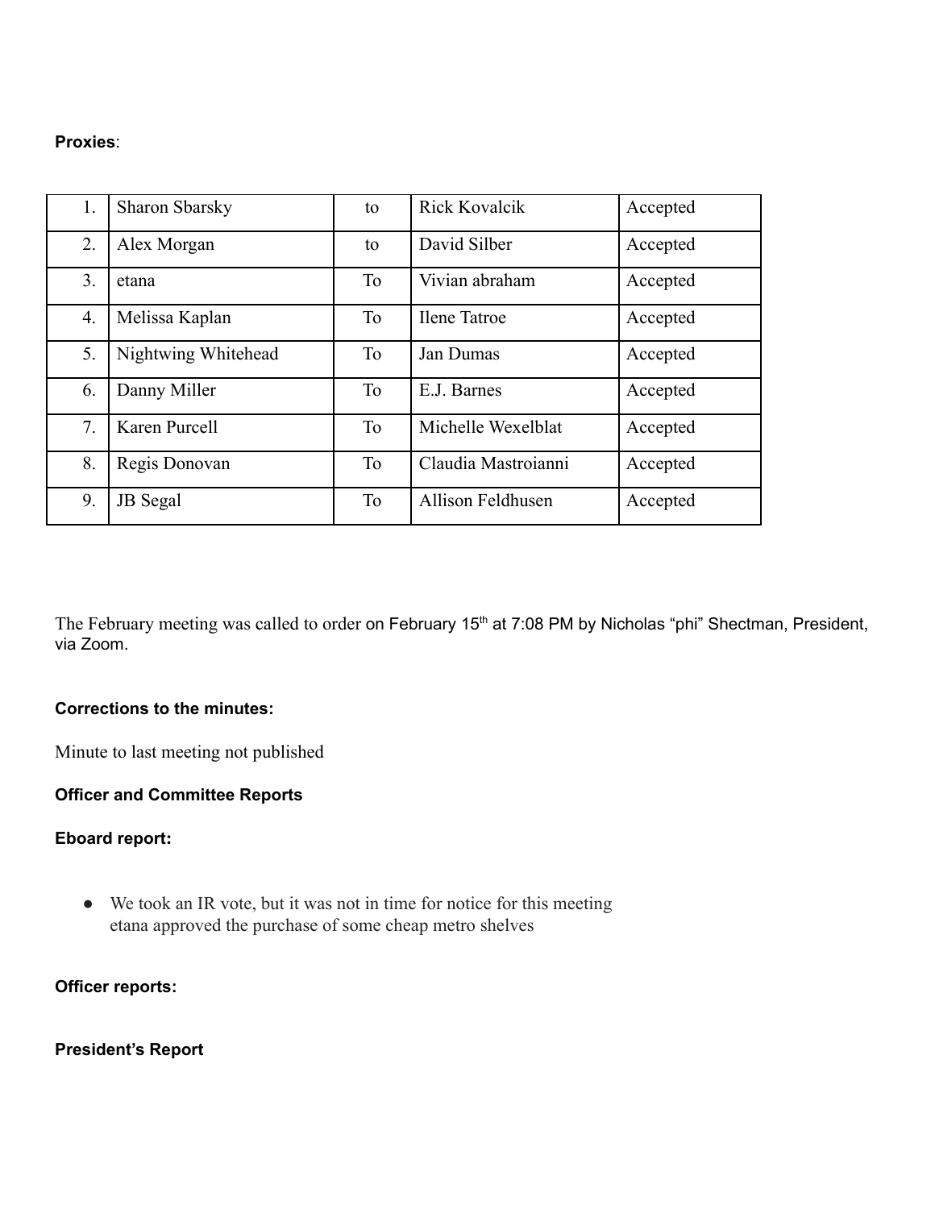**Proxies**:

| | | | | |
|---|---|---|---|---|
| 1. | Sharon Sbarsky | to | Rick Kovalcik | Accepted |
| 2. | Alex Morgan | to | David Silber | Accepted |
| 3. | etana | To | Vivian abraham | Accepted |
| 4. | Melissa Kaplan | To | Ilene Tatroe | Accepted |
| 5. | Nightwing Whitehead | To | Jan Dumas | Accepted |
| 6. | Danny Miller | To | E.J. Barnes | Accepted |
| 7. | Karen Purcell | To | Michelle Wexelblat | Accepted |
| 8. | Regis Donovan | To | Claudia Mastroianni | Accepted |
| 9. | JB Segal | To | Allison Feldhusen | Accepted |

The February meeting was called to order on February 15th at 7:08 PM by Nicholas "phi" Shectman, President, via Zoom.

**Corrections to the minutes:**

Minute to last meeting not published

**Officer and Committee Reports**

**Eboard report:**

- We took an IR vote, but it was not in time for notice for this meeting
  etana approved the purchase of some cheap metro shelves

**Officer reports:**

**President's Report**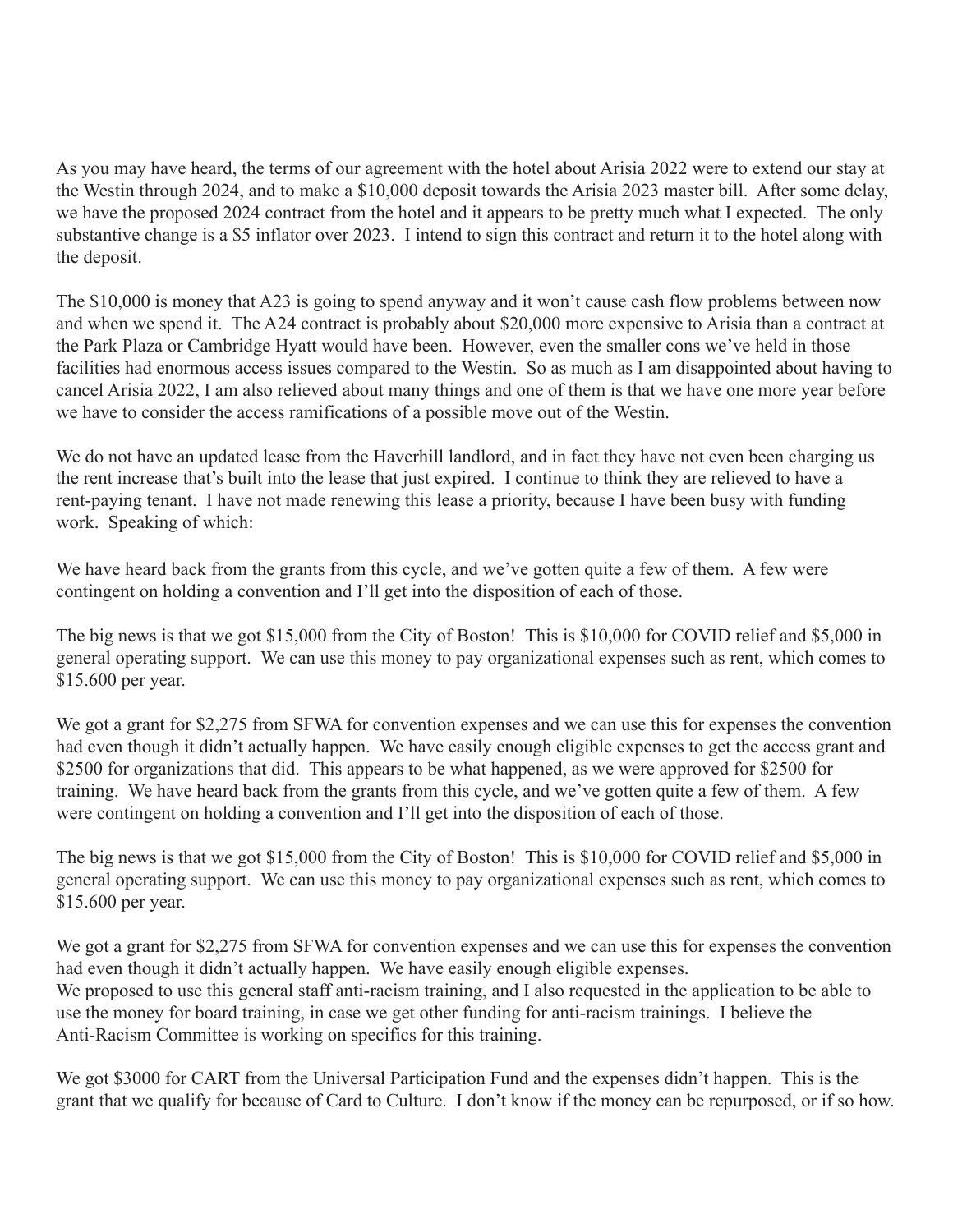As you may have heard, the terms of our agreement with the hotel about Arisia 2022 were to extend our stay at the Westin through 2024, and to make a $10,000 deposit towards the Arisia 2023 master bill. After some delay, we have the proposed 2024 contract from the hotel and it appears to be pretty much what I expected. The only substantive change is a $5 inflator over 2023. I intend to sign this contract and return it to the hotel along with the deposit.

The $10,000 is money that A23 is going to spend anyway and it won't cause cash flow problems between now and when we spend it. The A24 contract is probably about $20,000 more expensive to Arisia than a contract at the Park Plaza or Cambridge Hyatt would have been. However, even the smaller cons we've held in those facilities had enormous access issues compared to the Westin. So as much as I am disappointed about having to cancel Arisia 2022, I am also relieved about many things and one of them is that we have one more year before we have to consider the access ramifications of a possible move out of the Westin.

We do not have an updated lease from the Haverhill landlord, and in fact they have not even been charging us the rent increase that's built into the lease that just expired. I continue to think they are relieved to have a rent-paying tenant. I have not made renewing this lease a priority, because I have been busy with funding work. Speaking of which:

We have heard back from the grants from this cycle, and we've gotten quite a few of them. A few were contingent on holding a convention and I'll get into the disposition of each of those.

The big news is that we got $15,000 from the City of Boston! This is $10,000 for COVID relief and $5,000 in general operating support. We can use this money to pay organizational expenses such as rent, which comes to $15.600 per year.

We got a grant for $2,275 from SFWA for convention expenses and we can use this for expenses the convention had even though it didn't actually happen. We have easily enough eligible expenses to get the access grant and $2500 for organizations that did. This appears to be what happened, as we were approved for $2500 for training. We have heard back from the grants from this cycle, and we've gotten quite a few of them. A few were contingent on holding a convention and I'll get into the disposition of each of those.

The big news is that we got $15,000 from the City of Boston! This is $10,000 for COVID relief and $5,000 in general operating support. We can use this money to pay organizational expenses such as rent, which comes to $15.600 per year.

We got a grant for $2,275 from SFWA for convention expenses and we can use this for expenses the convention had even though it didn't actually happen. We have easily enough eligible expenses.
We proposed to use this general staff anti-racism training, and I also requested in the application to be able to use the money for board training, in case we get other funding for anti-racism trainings. I believe the Anti-Racism Committee is working on specifics for this training.

We got $3000 for CART from the Universal Participation Fund and the expenses didn't happen. This is the grant that we qualify for because of Card to Culture. I don't know if the money can be repurposed, or if so how.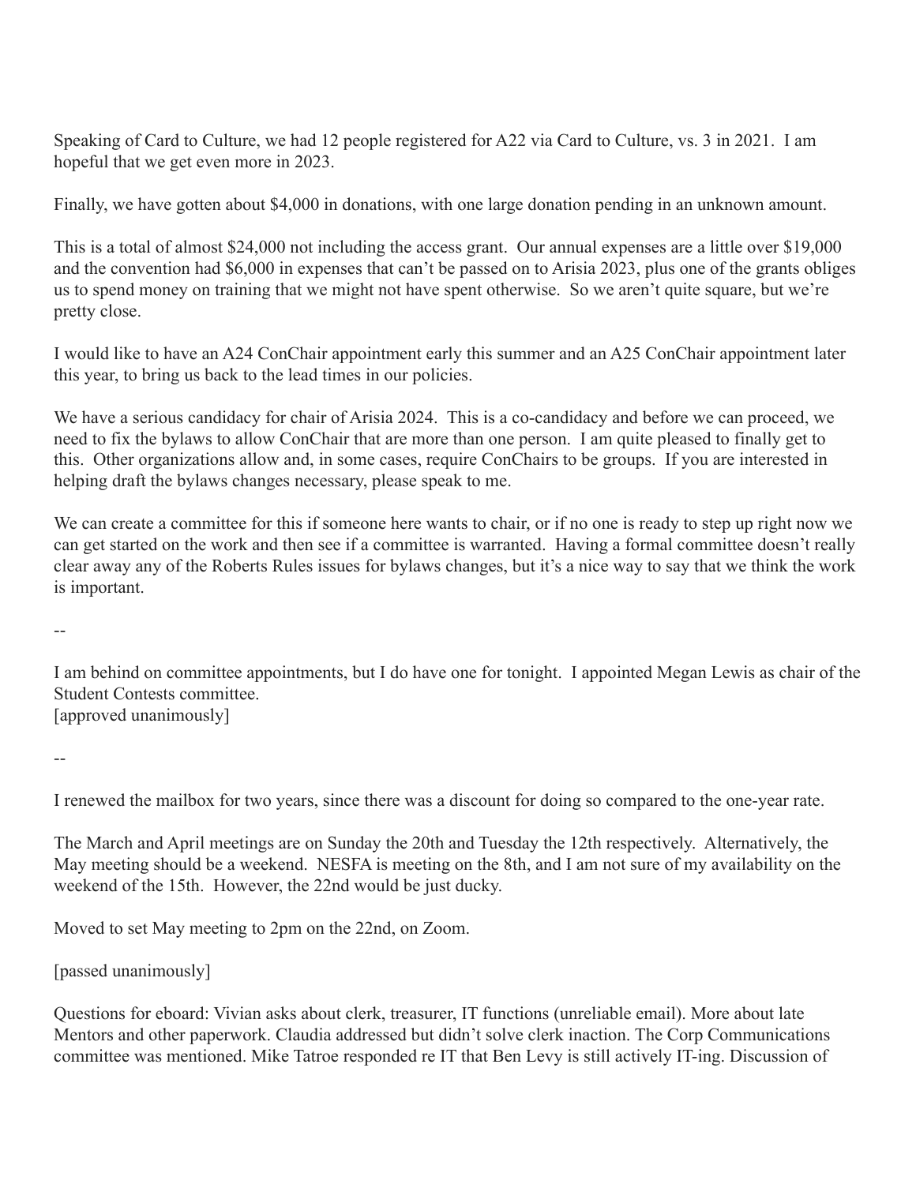Speaking of Card to Culture, we had 12 people registered for A22 via Card to Culture, vs. 3 in 2021. I am hopeful that we get even more in 2023.

Finally, we have gotten about $4,000 in donations, with one large donation pending in an unknown amount.

This is a total of almost $24,000 not including the access grant. Our annual expenses are a little over $19,000 and the convention had $6,000 in expenses that can't be passed on to Arisia 2023, plus one of the grants obliges us to spend money on training that we might not have spent otherwise. So we aren't quite square, but we're pretty close.

I would like to have an A24 ConChair appointment early this summer and an A25 ConChair appointment later this year, to bring us back to the lead times in our policies.

We have a serious candidacy for chair of Arisia 2024. This is a co-candidacy and before we can proceed, we need to fix the bylaws to allow ConChair that are more than one person. I am quite pleased to finally get to this. Other organizations allow and, in some cases, require ConChairs to be groups. If you are interested in helping draft the bylaws changes necessary, please speak to me.

We can create a committee for this if someone here wants to chair, or if no one is ready to step up right now we can get started on the work and then see if a committee is warranted. Having a formal committee doesn't really clear away any of the Roberts Rules issues for bylaws changes, but it's a nice way to say that we think the work is important.

--

I am behind on committee appointments, but I do have one for tonight. I appointed Megan Lewis as chair of the Student Contests committee.
[approved unanimously]

--

I renewed the mailbox for two years, since there was a discount for doing so compared to the one-year rate.

The March and April meetings are on Sunday the 20th and Tuesday the 12th respectively. Alternatively, the May meeting should be a weekend. NESFA is meeting on the 8th, and I am not sure of my availability on the weekend of the 15th. However, the 22nd would be just ducky.

Moved to set May meeting to 2pm on the 22nd, on Zoom.

[passed unanimously]

Questions for eboard: Vivian asks about clerk, treasurer, IT functions (unreliable email). More about late Mentors and other paperwork. Claudia addressed but didn't solve clerk inaction. The Corp Communications committee was mentioned. Mike Tatroe responded re IT that Ben Levy is still actively IT-ing. Discussion of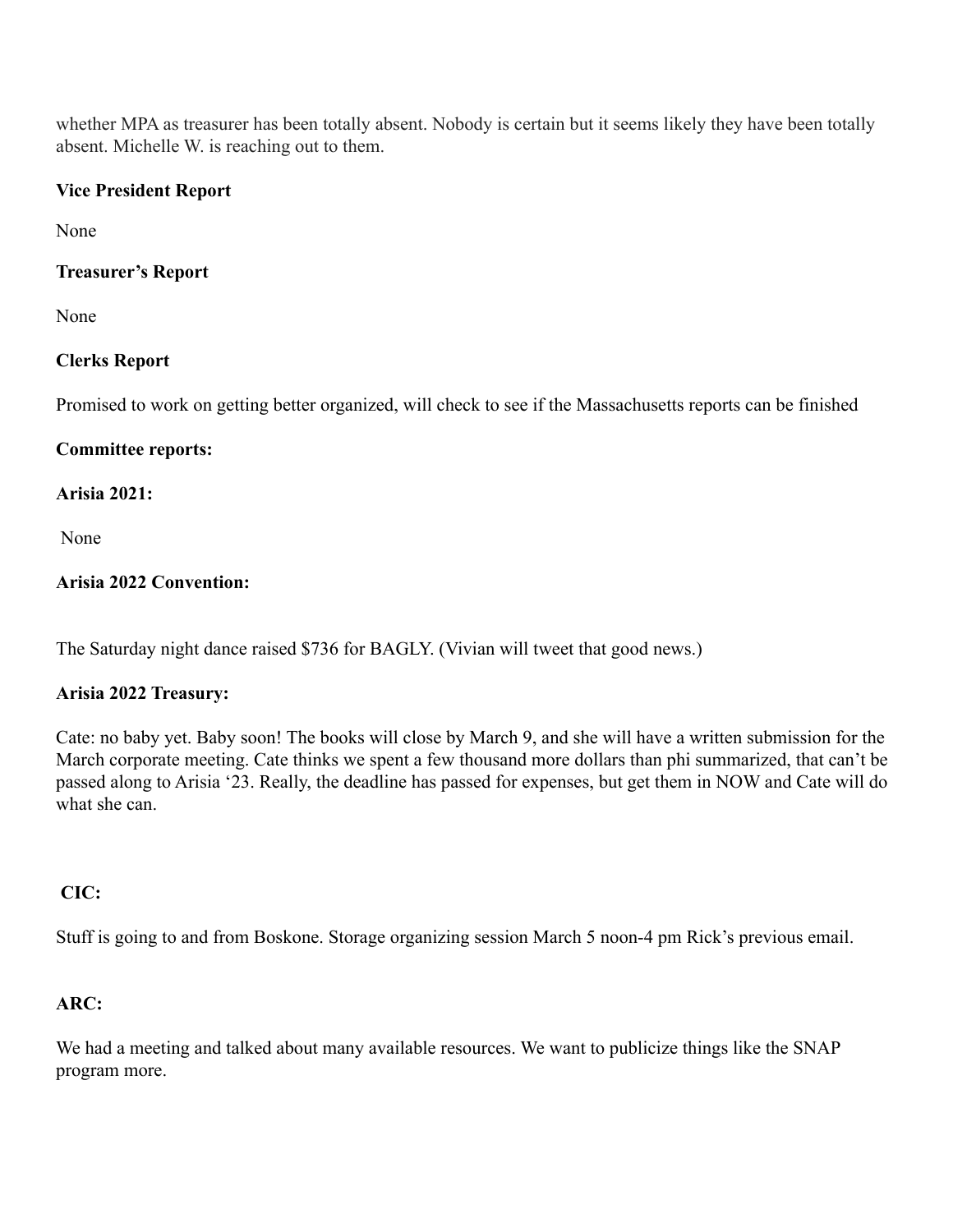whether MPA as treasurer has been totally absent. Nobody is certain but it seems likely they have been totally absent. Michelle W. is reaching out to them.

**Vice President Report**

None

**Treasurer's Report**

None

**Clerks Report**

Promised to work on getting better organized, will check to see if the Massachusetts reports can be finished

**Committee reports:**

**Arisia 2021:**

None

**Arisia 2022 Convention:**

The Saturday night dance raised $736 for BAGLY. (Vivian will tweet that good news.)

**Arisia 2022 Treasury:**

Cate: no baby yet. Baby soon! The books will close by March 9, and she will have a written submission for the March corporate meeting. Cate thinks we spent a few thousand more dollars than phi summarized, that can't be passed along to Arisia '23. Really, the deadline has passed for expenses, but get them in NOW and Cate will do what she can.

**CIC:**

Stuff is going to and from Boskone. Storage organizing session March 5 noon-4 pm Rick's previous email.

**ARC:**

We had a meeting and talked about many available resources. We want to publicize things like the SNAP program more.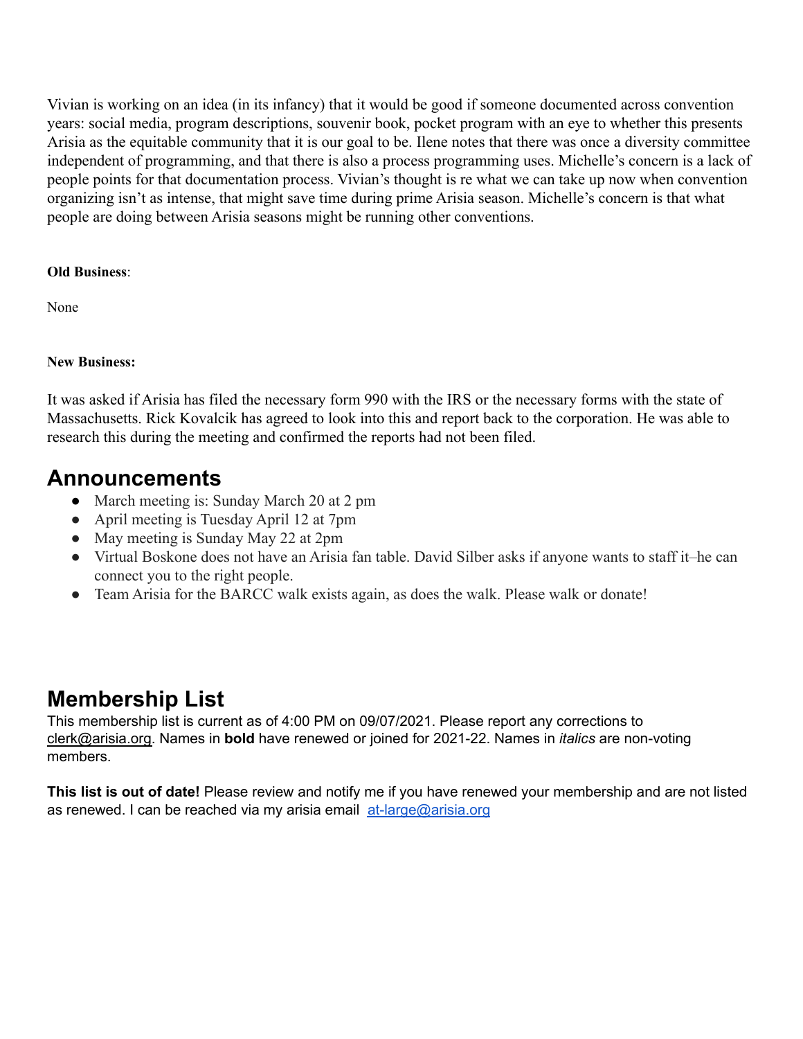Vivian is working on an idea (in its infancy) that it would be good if someone documented across convention years: social media, program descriptions, souvenir book, pocket program with an eye to whether this presents Arisia as the equitable community that it is our goal to be. Ilene notes that there was once a diversity committee independent of programming, and that there is also a process programming uses. Michelle's concern is a lack of people points for that documentation process. Vivian's thought is re what we can take up now when convention organizing isn't as intense, that might save time during prime Arisia season. Michelle's concern is that what people are doing between Arisia seasons might be running other conventions.

**Old Business**:

None

**New Business:**

It was asked if Arisia has filed the necessary form 990 with the IRS or the necessary forms with the state of Massachusetts. Rick Kovalcik has agreed to look into this and report back to the corporation. He was able to research this during the meeting and confirmed the reports had not been filed.

# Announcements

- March meeting is: Sunday March 20 at 2 pm
- April meeting is Tuesday April 12 at 7pm
- May meeting is Sunday May 22 at 2pm
- Virtual Boskone does not have an Arisia fan table. David Silber asks if anyone wants to staff it–he can connect you to the right people.
- Team Arisia for the BARCC walk exists again, as does the walk. Please walk or donate!

# Membership List

This membership list is current as of 4:00 PM on 09/07/2021. Please report any corrections to clerk@arisia.org. Names in **bold** have renewed or joined for 2021-22. Names in *italics* are non-voting members.

**This list is out of date!** Please review and notify me if you have renewed your membership and are not listed as renewed. I can be reached via my arisia email at-large@arisia.org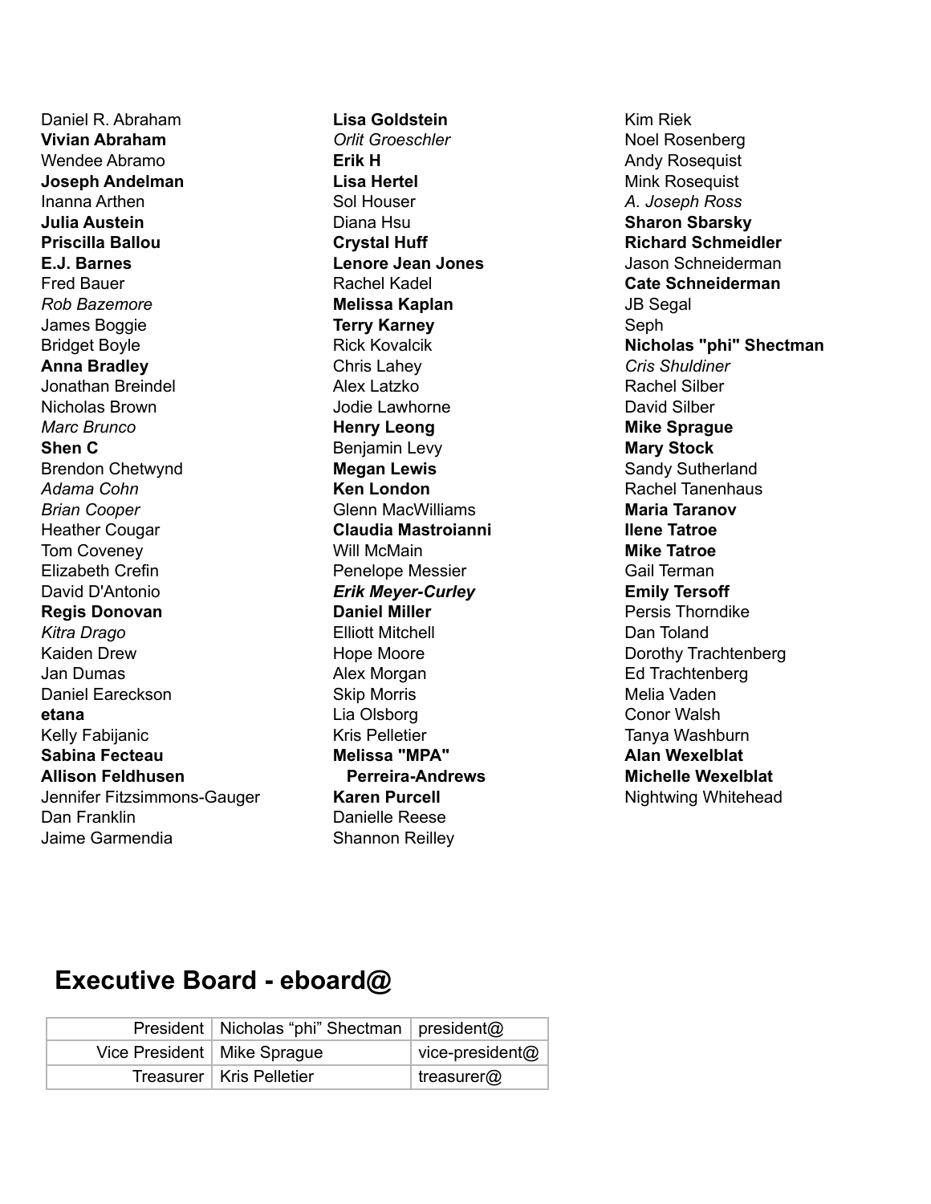Daniel R. Abraham
**Vivian Abraham**
Wendee Abramo
**Joseph Andelman**
Inanna Arthen
**Julia Austein**
**Priscilla Ballou**
**E.J. Barnes**
Fred Bauer
*Rob Bazemore*
James Boggie
Bridget Boyle
**Anna Bradley**
Jonathan Breindel
Nicholas Brown
*Marc Brunco*
**Shen C**
Brendon Chetwynd
*Adama Cohn*
*Brian Cooper*
Heather Cougar
Tom Coveney
Elizabeth Crefin
David D'Antonio
**Regis Donovan**
*Kitra Drago*
Kaiden Drew
Jan Dumas
Daniel Eareckson
**etana**
Kelly Fabijanic
**Sabina Fecteau**
**Allison Feldhusen**
Jennifer Fitzsimmons-Gauger
Dan Franklin
Jaime Garmendia
**Lisa Goldstein**
*Orlit Groeschler*
**Erik H**
**Lisa Hertel**
Sol Houser
Diana Hsu
**Crystal Huff**
**Lenore Jean Jones**
Rachel Kadel
**Melissa Kaplan**
**Terry Karney**
Rick Kovalcik
Chris Lahey
Alex Latzko
Jodie Lawhorne
**Henry Leong**
Benjamin Levy
**Megan Lewis**
**Ken London**
Glenn MacWilliams
**Claudia Mastroianni**
Will McMain
Penelope Messier
***Erik Meyer-Curley***
**Daniel Miller**
Elliott Mitchell
Hope Moore
Alex Morgan
Skip Morris
Lia Olsborg
Kris Pelletier
**Melissa "MPA" Perreira-Andrews**
**Karen Purcell**
Danielle Reese
Shannon Reilley
Kim Riek
Noel Rosenberg
Andy Rosequist
Mink Rosequist
*A. Joseph Ross*
**Sharon Sbarsky**
**Richard Schmeidler**
Jason Schneiderman
**Cate Schneiderman**
JB Segal
Seph
**Nicholas "phi" Shectman**
*Cris Shuldiner*
Rachel Silber
David Silber
**Mike Sprague**
**Mary Stock**
Sandy Sutherland
Rachel Tanenhaus
**Maria Taranov**
**Ilene Tatroe**
**Mike Tatroe**
Gail Terman
**Emily Tersoff**
Persis Thorndike
Dan Toland
Dorothy Trachtenberg
Ed Trachtenberg
Melia Vaden
Conor Walsh
Tanya Washburn
**Alan Wexelblat**
**Michelle Wexelblat**
Nightwing Whitehead

## Executive Board - eboard@

| | | |
|---|---|---|
| President | Nicholas “phi” Shectman | president@ |
| Vice President | Mike Sprague | vice-president@ |
| Treasurer | Kris Pelletier | treasurer@ |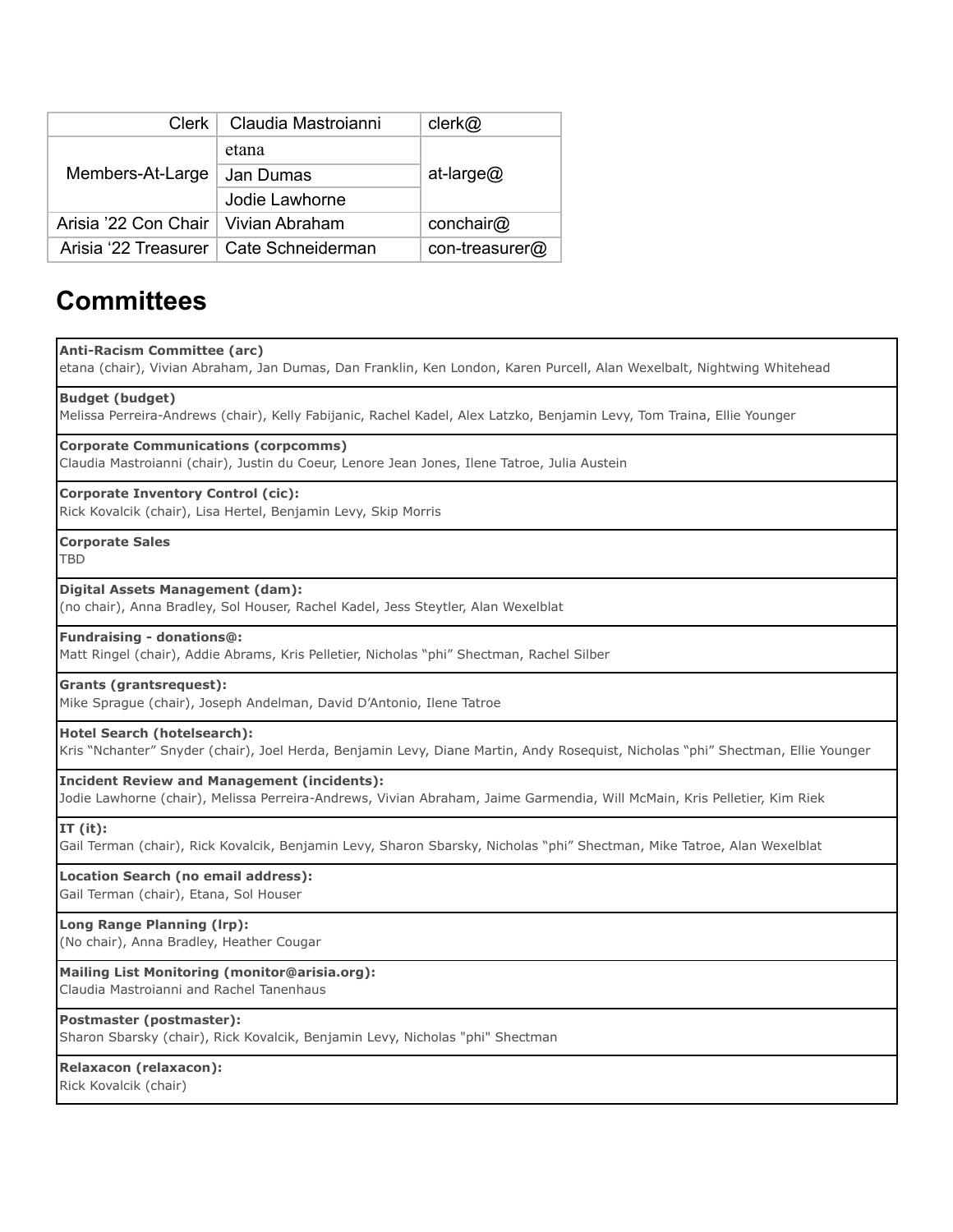| | | |
|---|---|---|
| Clerk | Claudia Mastroianni | clerk@ |
| Members-At-Large | etana | at-large@ |
| | Jan Dumas | |
| | Jodie Lawhorne | |
| Arisia ’22 Con Chair | Vivian Abraham | conchair@ |
| Arisia ‘22 Treasurer | Cate Schneiderman | con-treasurer@ |

## Committees

**Anti-Racism Committee (arc)**
etana (chair), Vivian Abraham, Jan Dumas, Dan Franklin, Ken London, Karen Purcell, Alan Wexelbalt, Nightwing Whitehead

**Budget (budget)**
Melissa Perreira-Andrews (chair), Kelly Fabijanic, Rachel Kadel, Alex Latzko, Benjamin Levy, Tom Traina, Ellie Younger

**Corporate Communications (corpcomms)**
Claudia Mastroianni (chair), Justin du Coeur, Lenore Jean Jones, Ilene Tatroe, Julia Austein

**Corporate Inventory Control (cic):**
Rick Kovalcik (chair), Lisa Hertel, Benjamin Levy, Skip Morris

**Corporate Sales**
TBD

**Digital Assets Management (dam):**
(no chair), Anna Bradley, Sol Houser, Rachel Kadel, Jess Steytler, Alan Wexelblat

**Fundraising - donations@:**
Matt Ringel (chair), Addie Abrams, Kris Pelletier, Nicholas “phi” Shectman, Rachel Silber

**Grants (grantsrequest):**
Mike Sprague (chair), Joseph Andelman, David D’Antonio, Ilene Tatroe

**Hotel Search (hotelsearch):**
Kris “Nchanter” Snyder (chair), Joel Herda, Benjamin Levy, Diane Martin, Andy Rosequist, Nicholas “phi” Shectman, Ellie Younger

**Incident Review and Management (incidents):**
Jodie Lawhorne (chair), Melissa Perreira-Andrews, Vivian Abraham, Jaime Garmendia, Will McMain, Kris Pelletier, Kim Riek

**IT (it):**
Gail Terman (chair), Rick Kovalcik, Benjamin Levy, Sharon Sbarsky, Nicholas “phi” Shectman, Mike Tatroe, Alan Wexelblat

**Location Search (no email address):**
Gail Terman (chair), Etana, Sol Houser

**Long Range Planning (lrp):**
(No chair), Anna Bradley, Heather Cougar

**Mailing List Monitoring (monitor@arisia.org):**
Claudia Mastroianni and Rachel Tanenhaus

**Postmaster (postmaster):**
Sharon Sbarsky (chair), Rick Kovalcik, Benjamin Levy, Nicholas "phi" Shectman

**Relaxacon (relaxacon):**
Rick Kovalcik (chair)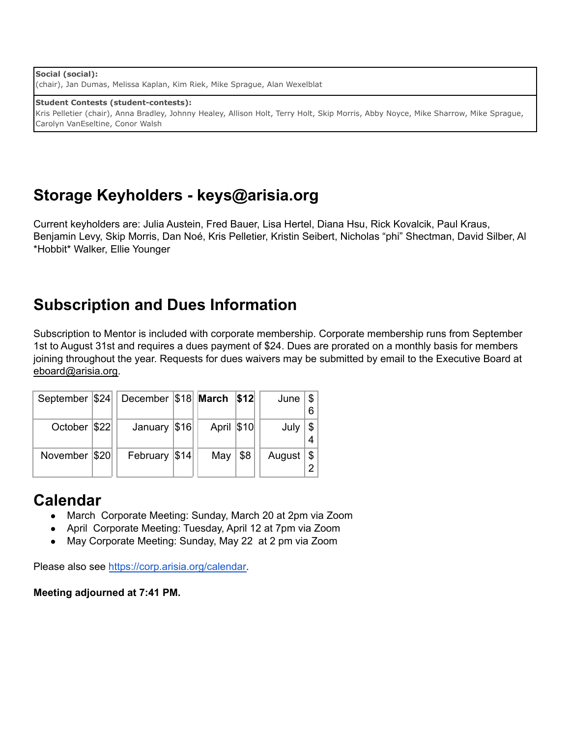| |
|---|
| **Social (social):**<br>(chair), Jan Dumas, Melissa Kaplan, Kim Riek, Mike Sprague, Alan Wexelblat |
| **Student Contests (student-contests):**<br>Kris Pelletier (chair), Anna Bradley, Johnny Healey, Allison Holt, Terry Holt, Skip Morris, Abby Noyce, Mike Sharrow, Mike Sprague, Carolyn VanEseltine, Conor Walsh |

## Storage Keyholders - keys@arisia.org

Current keyholders are: Julia Austein, Fred Bauer, Lisa Hertel, Diana Hsu, Rick Kovalcik, Paul Kraus, Benjamin Levy, Skip Morris, Dan Noé, Kris Pelletier, Kristin Seibert, Nicholas "phi" Shectman, David Silber, Al *Hobbit* Walker, Ellie Younger

## Subscription and Dues Information

Subscription to Mentor is included with corporate membership. Corporate membership runs from September 1st to August 31st and requires a dues payment of $24. Dues are prorated on a monthly basis for members joining throughout the year. Requests for dues waivers may be submitted by email to the Executive Board at eboard@arisia.org.

| | | | | | | | |
|---|---|---|---|---|---|---|---|
| September | $24 | December | $18 | **March** | **$12** | June | $6 |
| October | $22 | January | $16 | April | $10 | July | $4 |
| November | $20 | February | $14 | May | $8 | August | $2 |

## Calendar

- March Corporate Meeting: Sunday, March 20 at 2pm via Zoom
- April Corporate Meeting: Tuesday, April 12 at 7pm via Zoom
- May Corporate Meeting: Sunday, May 22 at 2 pm via Zoom

Please also see https://corp.arisia.org/calendar.

**Meeting adjourned at 7:41 PM.**